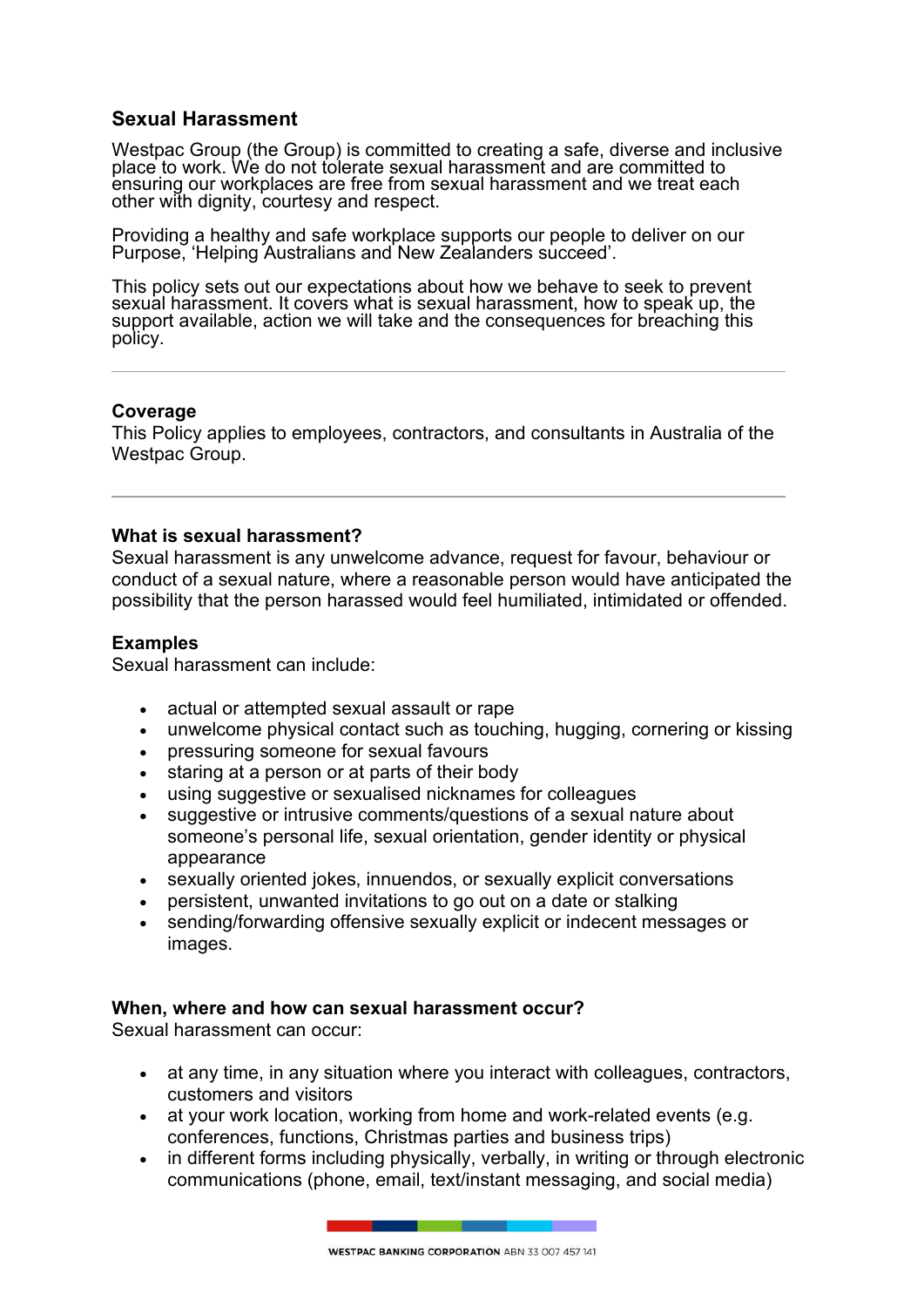## Sexual Harassment

Westpac Group (the Group) is committed to creating a safe, diverse and inclusive place to work. We do not tolerate sexual harassment and are committed to ensuring our workplaces are free from sexual harassment and we treat each other with dignity, courtesy and respect.

Providing a healthy and safe workplace supports our people to deliver on our Purpose, 'Helping Australians and New Zealanders succeed'.

This policy sets out our expectations about how we behave to seek to prevent sexual harassment. It covers what is sexual harassment, how to speak up, the support available, action we will take and the consequences for breaching this policy.

---

### Coverage

This Policy applies to employees, contractors, and consultants in Australia of the Westpac Group.

---

### What is sexual harassment?

Sexual harassment is any unwelcome advance, request for favour, behaviour or conduct of a sexual nature, where a reasonable person would have anticipated the possibility that the person harassed would feel humiliated, intimidated or offended.

### Examples

Sexual harassment can include:

- actual or attempted sexual assault or rape
- unwelcome physical contact such as touching, hugging, cornering or kissing
- pressuring someone for sexual favours
- staring at a person or at parts of their body
- using suggestive or sexualised nicknames for colleagues
- suggestive or intrusive comments/questions of a sexual nature about someone's personal life, sexual orientation, gender identity or physical appearance
- sexually oriented jokes, innuendos, or sexually explicit conversations
- persistent, unwanted invitations to go out on a date or stalking
- sending/forwarding offensive sexually explicit or indecent messages or images.

### When, where and how can sexual harassment occur?

Sexual harassment can occur:

- at any time, in any situation where you interact with colleagues, contractors, customers and visitors
- at your work location, working from home and work-related events (e.g. conferences, functions, Christmas parties and business trips)
- in different forms including physically, verbally, in writing or through electronic communications (phone, email, text/instant messaging, and social media)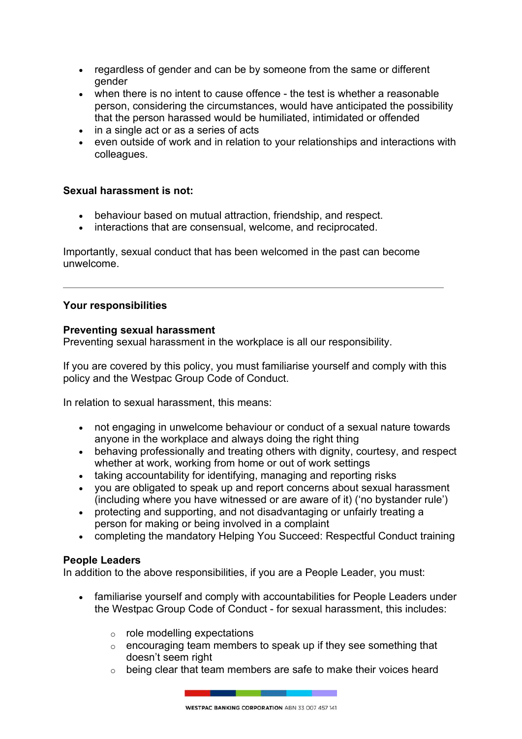- regardless of gender and can be by someone from the same or different gender
- when there is no intent to cause offence - the test is whether a reasonable person, considering the circumstances, would have anticipated the possibility that the person harassed would be humiliated, intimidated or offended
- in a single act or as a series of acts
- even outside of work and in relation to your relationships and interactions with colleagues.

**Sexual harassment is not:**

- behaviour based on mutual attraction, friendship, and respect.
- interactions that are consensual, welcome, and reciprocated.

Importantly, sexual conduct that has been welcomed in the past can become unwelcome.

---

**Your responsibilities**

**Preventing sexual harassment**

Preventing sexual harassment in the workplace is all our responsibility.

If you are covered by this policy, you must familiarise yourself and comply with this policy and the Westpac Group Code of Conduct.

In relation to sexual harassment, this means:

- not engaging in unwelcome behaviour or conduct of a sexual nature towards anyone in the workplace and always doing the right thing
- behaving professionally and treating others with dignity, courtesy, and respect whether at work, working from home or out of work settings
- taking accountability for identifying, managing and reporting risks
- you are obligated to speak up and report concerns about sexual harassment (including where you have witnessed or are aware of it) ('no bystander rule')
- protecting and supporting, and not disadvantaging or unfairly treating a person for making or being involved in a complaint
- completing the mandatory Helping You Succeed: Respectful Conduct training

**People Leaders**

In addition to the above responsibilities, if you are a People Leader, you must:

- familiarise yourself and comply with accountabilities for People Leaders under the Westpac Group Code of Conduct - for sexual harassment, this includes:
  - role modelling expectations
  - encouraging team members to speak up if they see something that doesn't seem right
  - being clear that team members are safe to make their voices heard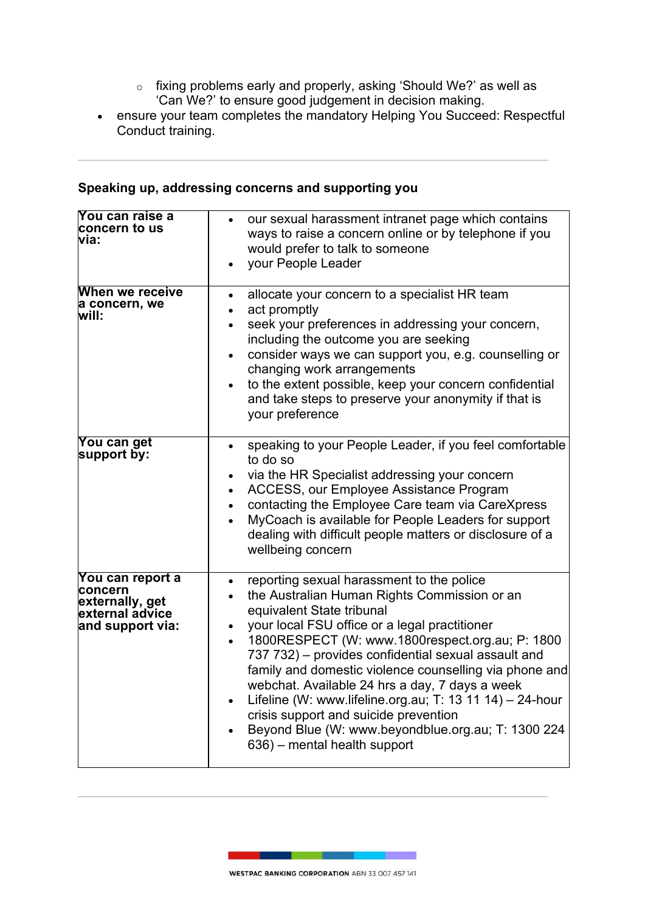- fixing problems early and properly, asking 'Should We?' as well as 'Can We?' to ensure good judgement in decision making.
- ensure your team completes the mandatory Helping You Succeed: Respectful Conduct training.

---

### Speaking up, addressing concerns and supporting you

| | |
|---|---|
| **You can raise a concern to us via:** | • our sexual harassment intranet page which contains ways to raise a concern online or by telephone if you would prefer to talk to someone<br>• your People Leader |
| **When we receive a concern, we will:** | • allocate your concern to a specialist HR team<br>• act promptly<br>• seek your preferences in addressing your concern, including the outcome you are seeking<br>• consider ways we can support you, e.g. counselling or changing work arrangements<br>• to the extent possible, keep your concern confidential and take steps to preserve your anonymity if that is your preference |
| **You can get support by:** | • speaking to your People Leader, if you feel comfortable to do so<br>• via the HR Specialist addressing your concern<br>• ACCESS, our Employee Assistance Program<br>• contacting the Employee Care team via CareXpress<br>• MyCoach is available for People Leaders for support dealing with difficult people matters or disclosure of a wellbeing concern |
| **You can report a concern externally, get external advice and support via:** | • reporting sexual harassment to the police<br>• the Australian Human Rights Commission or an equivalent State tribunal<br>• your local FSU office or a legal practitioner<br>• 1800RESPECT (W: www.1800respect.org.au; P: 1800 737 732) – provides confidential sexual assault and family and domestic violence counselling via phone and webchat. Available 24 hrs a day, 7 days a week<br>• Lifeline (W: www.lifeline.org.au; T: 13 11 14) – 24-hour crisis support and suicide prevention<br>• Beyond Blue (W: www.beyondblue.org.au; T: 1300 224 636) – mental health support |

---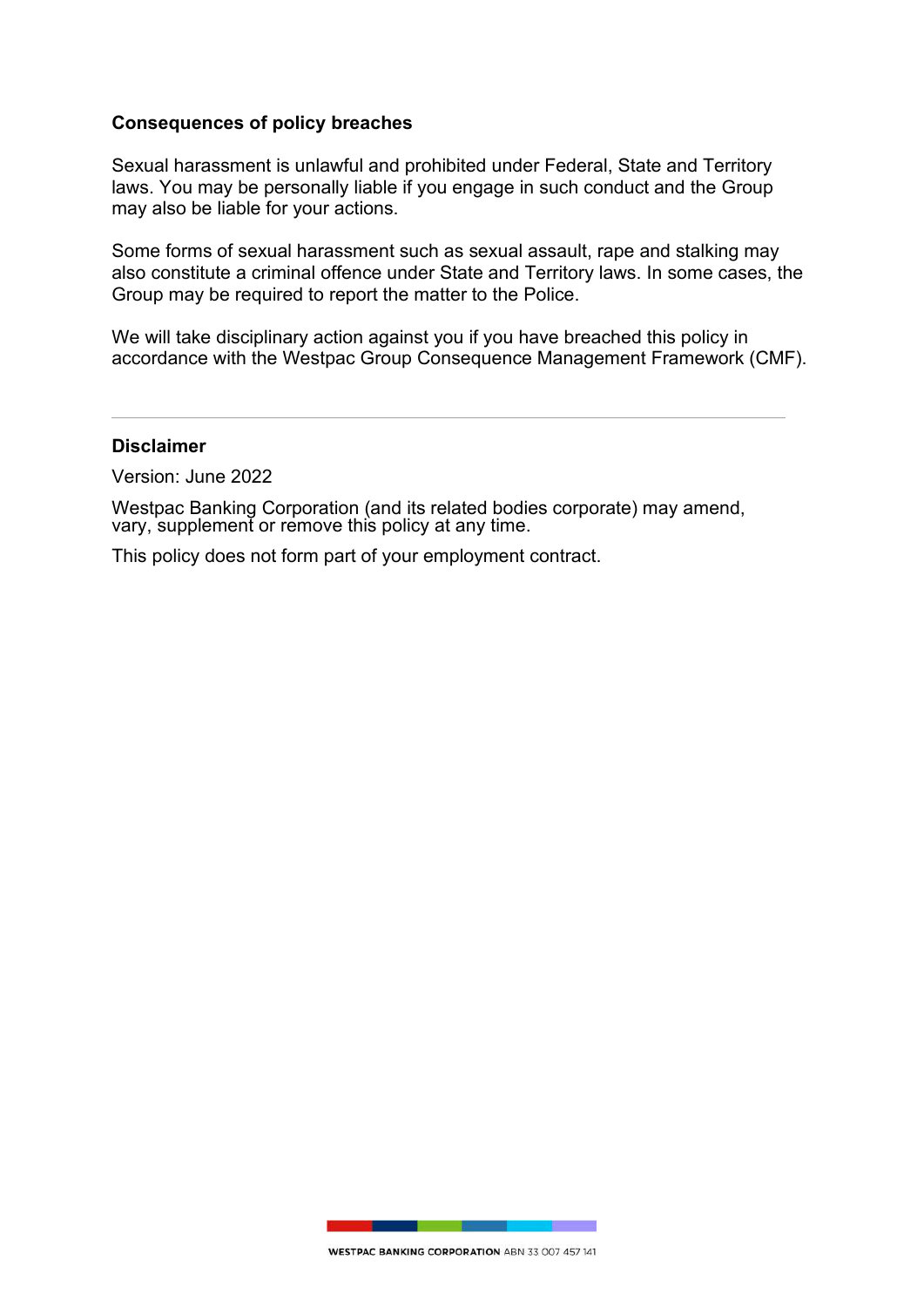### Consequences of policy breaches

Sexual harassment is unlawful and prohibited under Federal, State and Territory laws. You may be personally liable if you engage in such conduct and the Group may also be liable for your actions.

Some forms of sexual harassment such as sexual assault, rape and stalking may also constitute a criminal offence under State and Territory laws. In some cases, the Group may be required to report the matter to the Police.

We will take disciplinary action against you if you have breached this policy in accordance with the Westpac Group Consequence Management Framework (CMF).

---

### Disclaimer

Version: June 2022

Westpac Banking Corporation (and its related bodies corporate) may amend, vary, supplement or remove this policy at any time.

This policy does not form part of your employment contract.